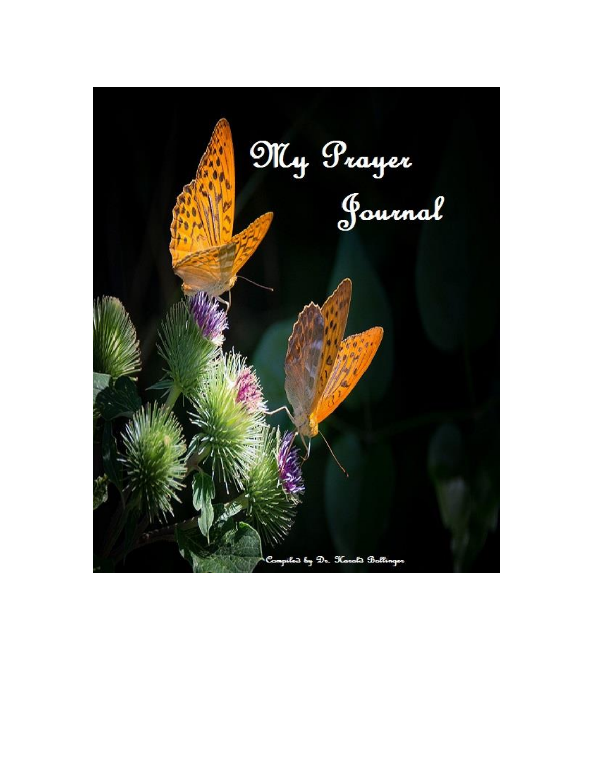# My Prayer Journal

Compiled by Dr. Harold Bollinger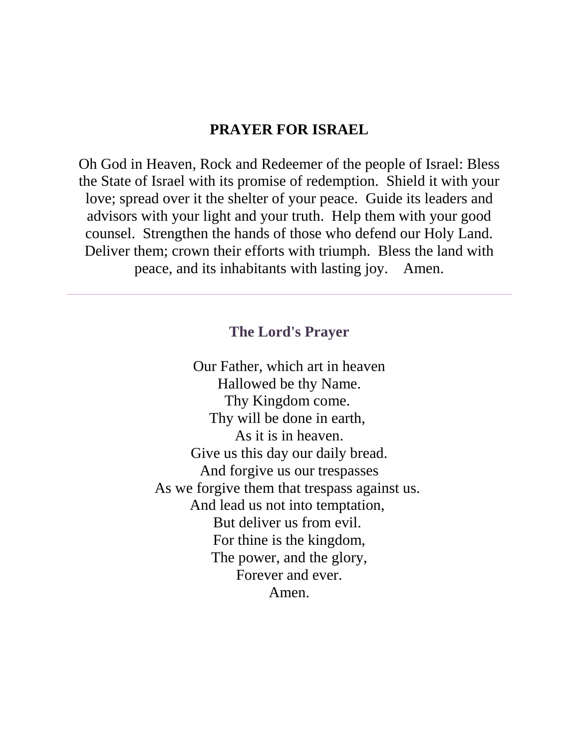## PRAYER FOR ISRAEL

Oh God in Heaven, Rock and Redeemer of the people of Israel: Bless the State of Israel with its promise of redemption. Shield it with your love; spread over it the shelter of your peace. Guide its leaders and advisors with your light and your truth. Help them with your good counsel. Strengthen the hands of those who defend our Holy Land. Deliver them; crown their efforts with triumph. Bless the land with peace, and its inhabitants with lasting joy. Amen.

---

## The Lord's Prayer

Our Father, which art in heaven  
Hallowed be thy Name.  
Thy Kingdom come.  
Thy will be done in earth,  
As it is in heaven.  
Give us this day our daily bread.  
And forgive us our trespasses  
As we forgive them that trespass against us.  
And lead us not into temptation,  
But deliver us from evil.  
For thine is the kingdom,  
The power, and the glory,  
Forever and ever.  
Amen.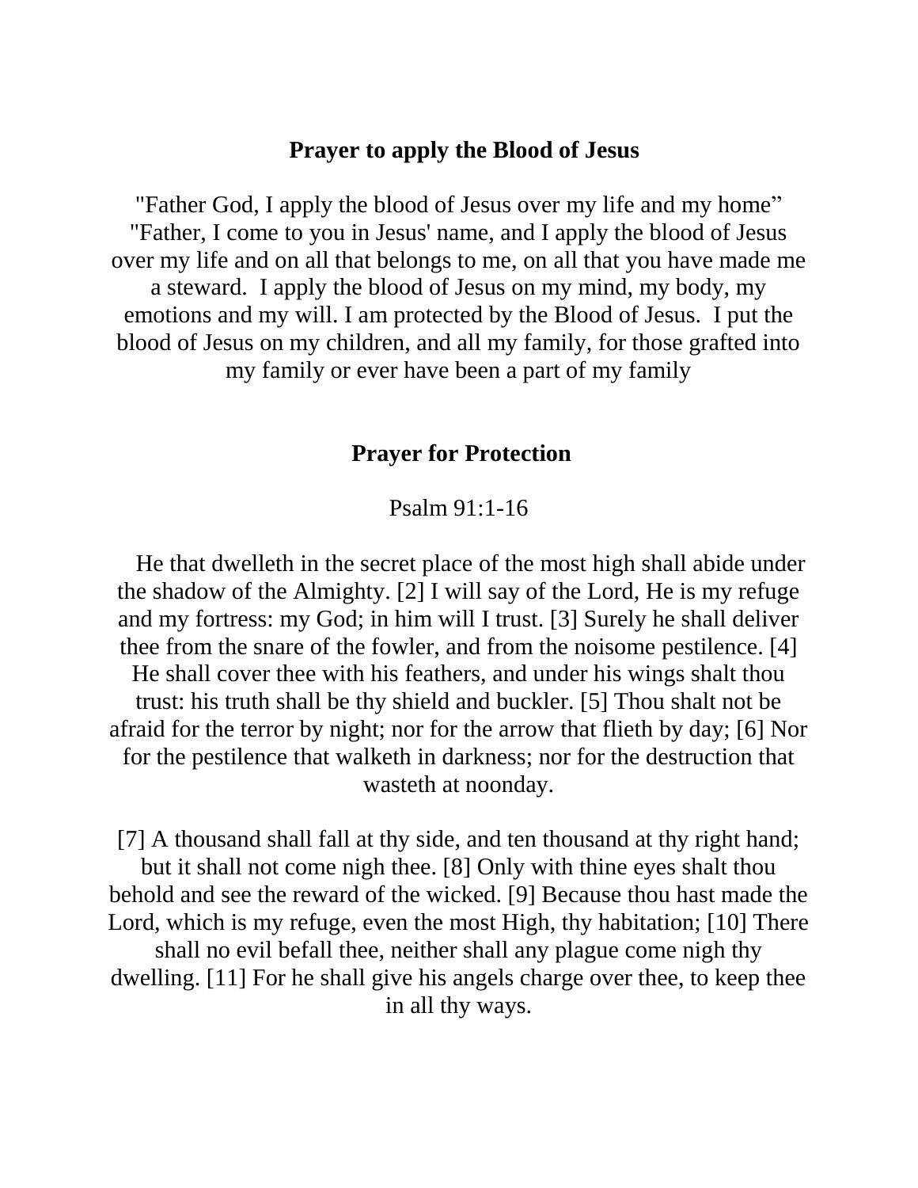## Prayer to apply the Blood of Jesus

"Father God, I apply the blood of Jesus over my life and my home" "Father, I come to you in Jesus' name, and I apply the blood of Jesus over my life and on all that belongs to me, on all that you have made me a steward. I apply the blood of Jesus on my mind, my body, my emotions and my will. I am protected by the Blood of Jesus. I put the blood of Jesus on my children, and all my family, for those grafted into my family or ever have been a part of my family

## Prayer for Protection

Psalm 91:1-16

He that dwelleth in the secret place of the most high shall abide under the shadow of the Almighty. [2] I will say of the Lord, He is my refuge and my fortress: my God; in him will I trust. [3] Surely he shall deliver thee from the snare of the fowler, and from the noisome pestilence. [4] He shall cover thee with his feathers, and under his wings shalt thou trust: his truth shall be thy shield and buckler. [5] Thou shalt not be afraid for the terror by night; nor for the arrow that flieth by day; [6] Nor for the pestilence that walketh in darkness; nor for the destruction that wasteth at noonday.

[7] A thousand shall fall at thy side, and ten thousand at thy right hand; but it shall not come nigh thee. [8] Only with thine eyes shalt thou behold and see the reward of the wicked. [9] Because thou hast made the Lord, which is my refuge, even the most High, thy habitation; [10] There shall no evil befall thee, neither shall any plague come nigh thy dwelling. [11] For he shall give his angels charge over thee, to keep thee in all thy ways.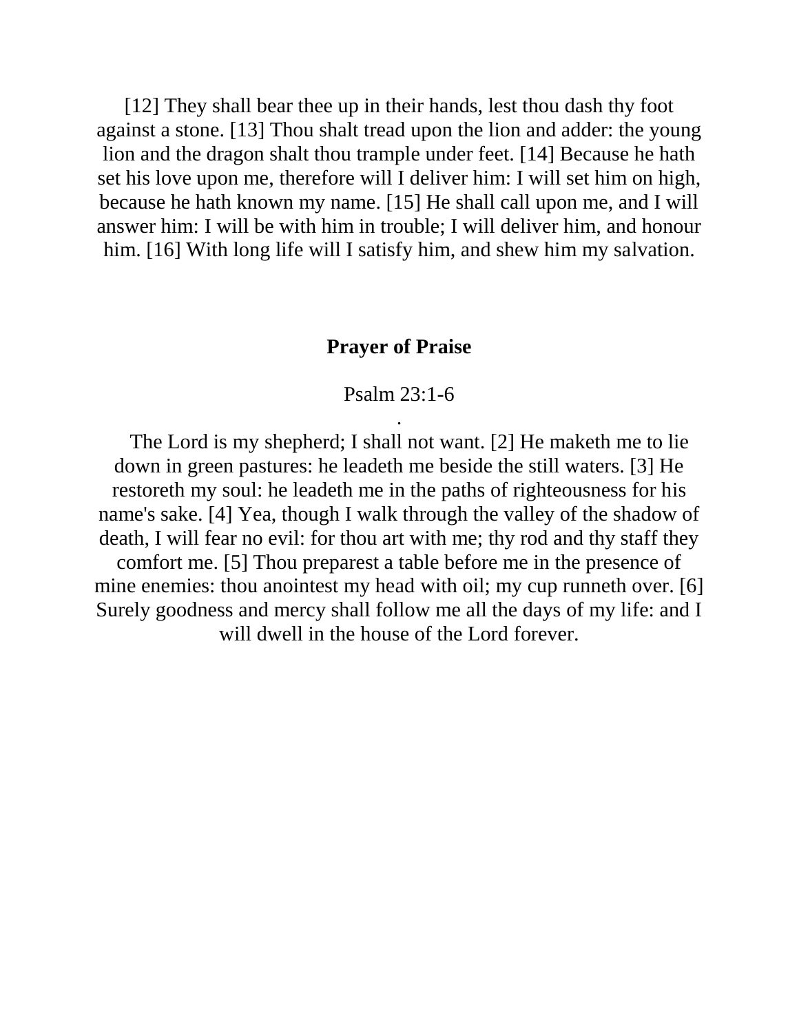[12] They shall bear thee up in their hands, lest thou dash thy foot against a stone. [13] Thou shalt tread upon the lion and adder: the young lion and the dragon shalt thou trample under feet. [14] Because he hath set his love upon me, therefore will I deliver him: I will set him on high, because he hath known my name. [15] He shall call upon me, and I will answer him: I will be with him in trouble; I will deliver him, and honour him. [16] With long life will I satisfy him, and shew him my salvation.

## Prayer of Praise

Psalm 23:1-6

.

The Lord is my shepherd; I shall not want. [2] He maketh me to lie down in green pastures: he leadeth me beside the still waters. [3] He restoreth my soul: he leadeth me in the paths of righteousness for his name's sake. [4] Yea, though I walk through the valley of the shadow of death, I will fear no evil: for thou art with me; thy rod and thy staff they comfort me. [5] Thou preparest a table before me in the presence of mine enemies: thou anointest my head with oil; my cup runneth over. [6] Surely goodness and mercy shall follow me all the days of my life: and I will dwell in the house of the Lord forever.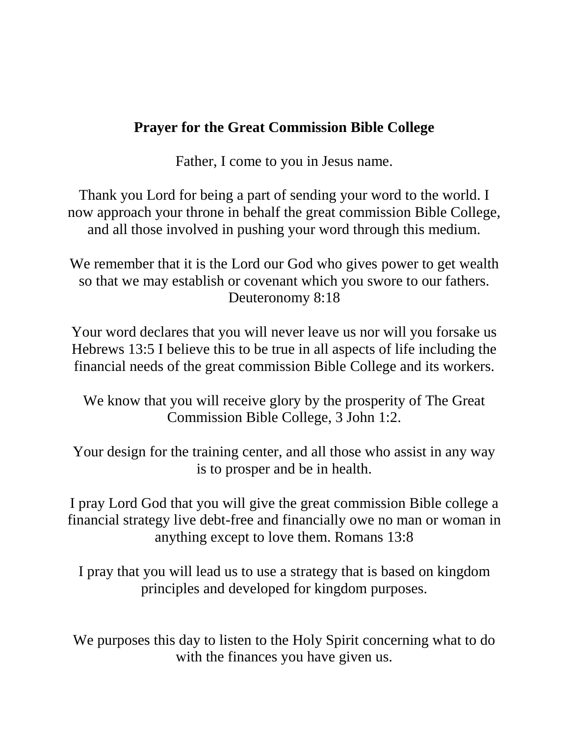**Prayer for the Great Commission Bible College**

Father, I come to you in Jesus name.

Thank you Lord for being a part of sending your word to the world. I now approach your throne in behalf the great commission Bible College, and all those involved in pushing your word through this medium.

We remember that it is the Lord our God who gives power to get wealth so that we may establish or covenant which you swore to our fathers. Deuteronomy 8:18

Your word declares that you will never leave us nor will you forsake us Hebrews 13:5 I believe this to be true in all aspects of life including the financial needs of the great commission Bible College and its workers.

We know that you will receive glory by the prosperity of The Great Commission Bible College, 3 John 1:2.

Your design for the training center, and all those who assist in any way is to prosper and be in health.

I pray Lord God that you will give the great commission Bible college a financial strategy live debt-free and financially owe no man or woman in anything except to love them. Romans 13:8

I pray that you will lead us to use a strategy that is based on kingdom principles and developed for kingdom purposes.

We purposes this day to listen to the Holy Spirit concerning what to do with the finances you have given us.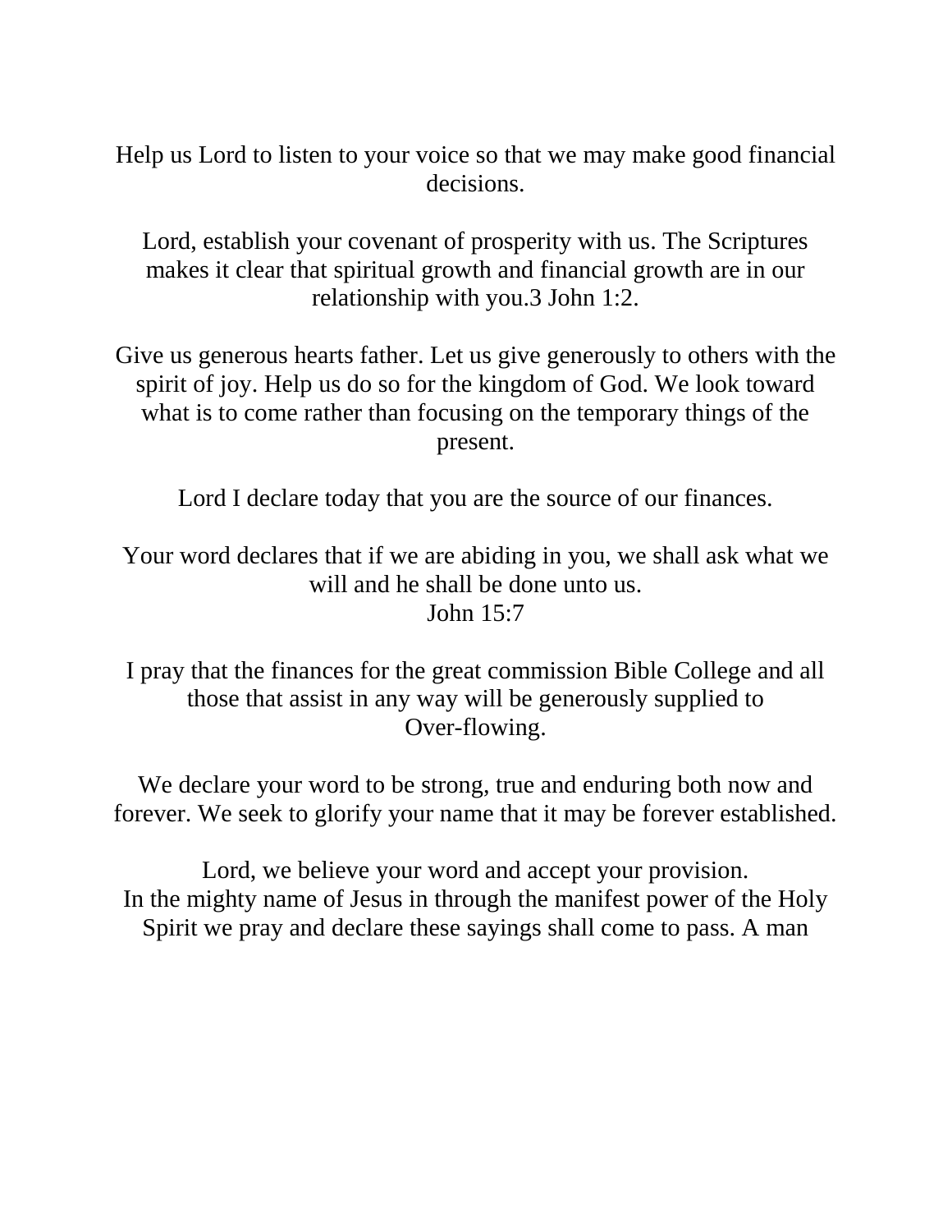Help us Lord to listen to your voice so that we may make good financial decisions.

Lord, establish your covenant of prosperity with us. The Scriptures makes it clear that spiritual growth and financial growth are in our relationship with you.3 John 1:2.

Give us generous hearts father. Let us give generously to others with the spirit of joy. Help us do so for the kingdom of God. We look toward what is to come rather than focusing on the temporary things of the present.

Lord I declare today that you are the source of our finances.

Your word declares that if we are abiding in you, we shall ask what we will and he shall be done unto us.
John 15:7

I pray that the finances for the great commission Bible College and all those that assist in any way will be generously supplied to
Over-flowing.

We declare your word to be strong, true and enduring both now and forever. We seek to glorify your name that it may be forever established.

Lord, we believe your word and accept your provision.
In the mighty name of Jesus in through the manifest power of the Holy Spirit we pray and declare these sayings shall come to pass. A man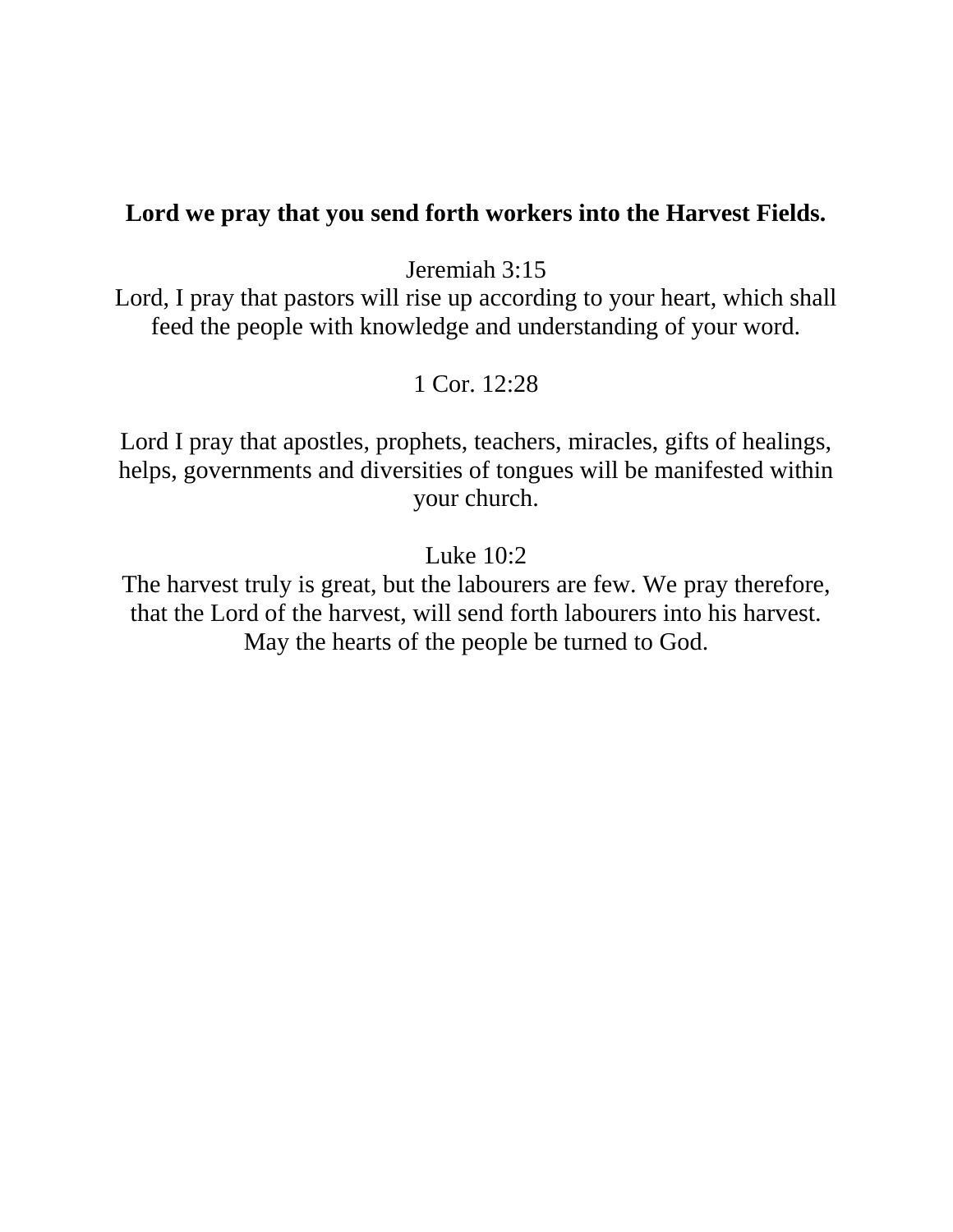**Lord we pray that you send forth workers into the Harvest Fields.**

Jeremiah 3:15
Lord, I pray that pastors will rise up according to your heart, which shall feed the people with knowledge and understanding of your word.

1 Cor. 12:28

Lord I pray that apostles, prophets, teachers, miracles, gifts of healings, helps, governments and diversities of tongues will be manifested within your church.

Luke 10:2
The harvest truly is great, but the labourers are few. We pray therefore, that the Lord of the harvest, will send forth labourers into his harvest. May the hearts of the people be turned to God.